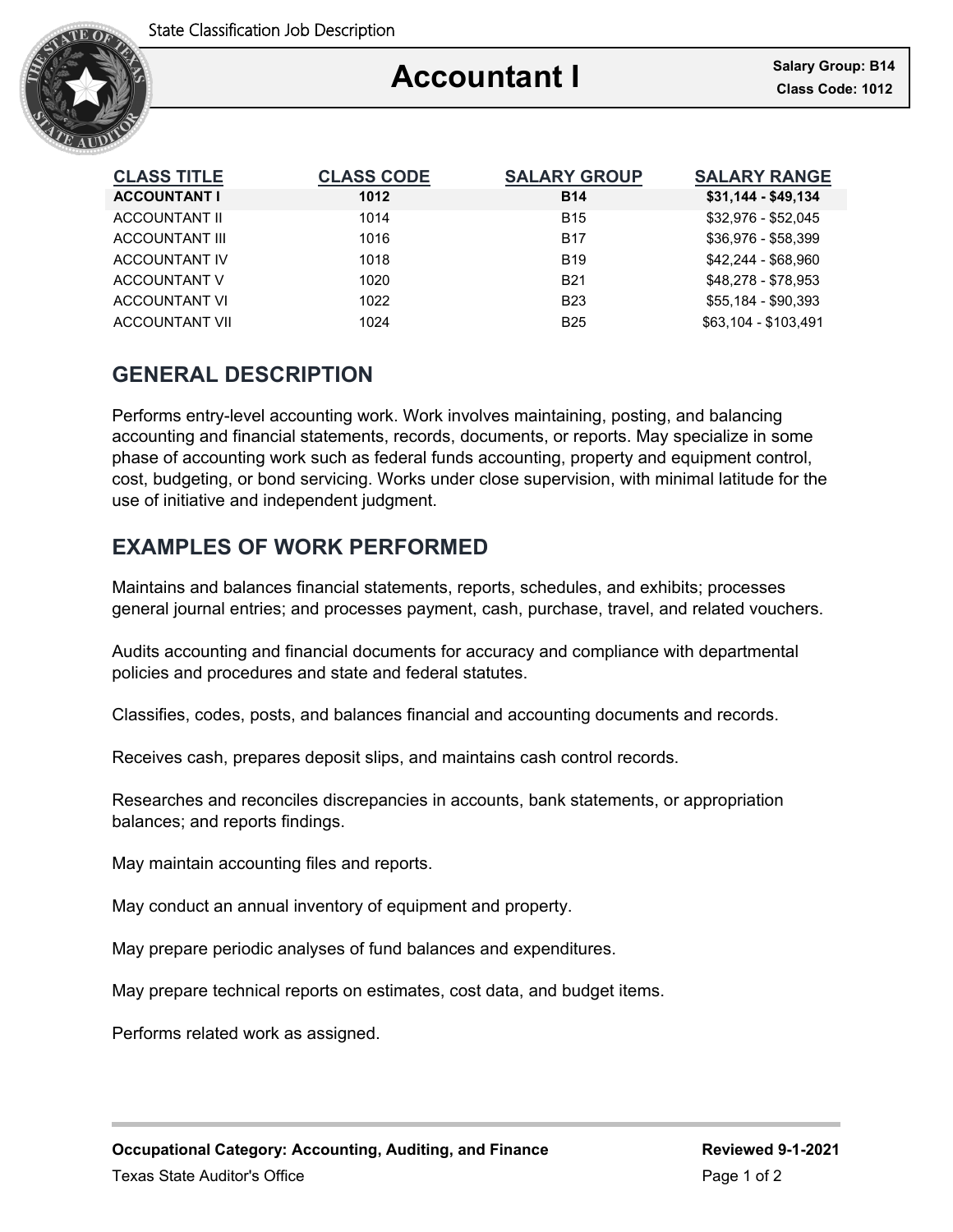State Classification Job Description

# Accountant I

**Salary Group: B14**
**Class Code: 1012**

| CLASS TITLE | CLASS CODE | SALARY GROUP | SALARY RANGE |
|---|---|---|---|
| **ACCOUNTANT I** | **1012** | **B14** | **$31,144 - $49,134** |
| ACCOUNTANT II | 1014 | B15 | $32,976 - $52,045 |
| ACCOUNTANT III | 1016 | B17 | $36,976 - $58,399 |
| ACCOUNTANT IV | 1018 | B19 | $42,244 - $68,960 |
| ACCOUNTANT V | 1020 | B21 | $48,278 - $78,953 |
| ACCOUNTANT VI | 1022 | B23 | $55,184 - $90,393 |
| ACCOUNTANT VII | 1024 | B25 | $63,104 - $103,491 |

## GENERAL DESCRIPTION

Performs entry-level accounting work. Work involves maintaining, posting, and balancing accounting and financial statements, records, documents, or reports. May specialize in some phase of accounting work such as federal funds accounting, property and equipment control, cost, budgeting, or bond servicing. Works under close supervision, with minimal latitude for the use of initiative and independent judgment.

## EXAMPLES OF WORK PERFORMED

Maintains and balances financial statements, reports, schedules, and exhibits; processes general journal entries; and processes payment, cash, purchase, travel, and related vouchers.

Audits accounting and financial documents for accuracy and compliance with departmental policies and procedures and state and federal statutes.

Classifies, codes, posts, and balances financial and accounting documents and records.

Receives cash, prepares deposit slips, and maintains cash control records.

Researches and reconciles discrepancies in accounts, bank statements, or appropriation balances; and reports findings.

May maintain accounting files and reports.

May conduct an annual inventory of equipment and property.

May prepare periodic analyses of fund balances and expenditures.

May prepare technical reports on estimates, cost data, and budget items.

Performs related work as assigned.

**Occupational Category: Accounting, Auditing, and Finance**

Texas State Auditor's Office

**Reviewed 9-1-2021**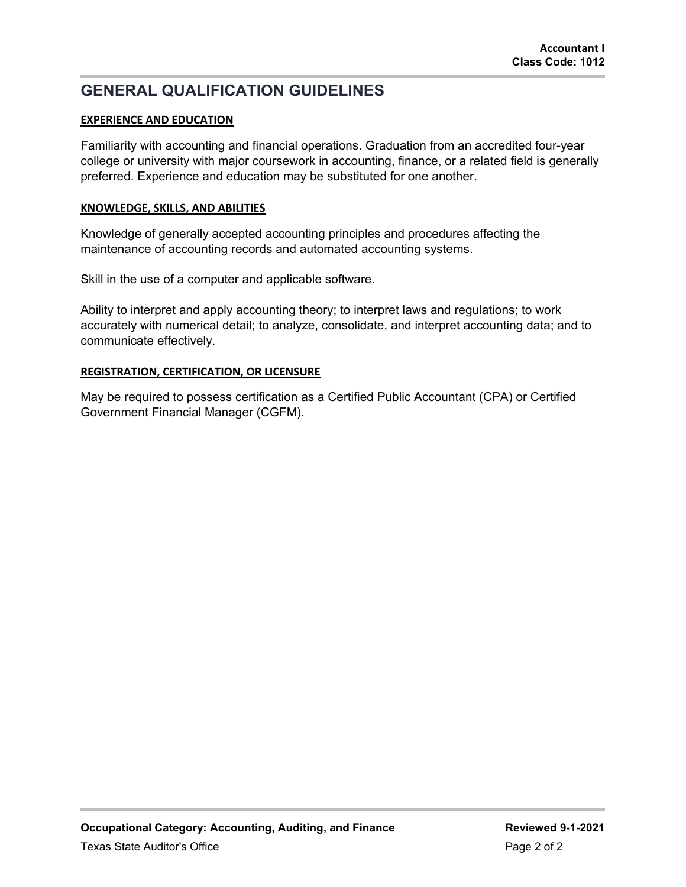## GENERAL QUALIFICATION GUIDELINES

### EXPERIENCE AND EDUCATION

Familiarity with accounting and financial operations. Graduation from an accredited four-year college or university with major coursework in accounting, finance, or a related field is generally preferred. Experience and education may be substituted for one another.

### KNOWLEDGE, SKILLS, AND ABILITIES

Knowledge of generally accepted accounting principles and procedures affecting the maintenance of accounting records and automated accounting systems.

Skill in the use of a computer and applicable software.

Ability to interpret and apply accounting theory; to interpret laws and regulations; to work accurately with numerical detail; to analyze, consolidate, and interpret accounting data; and to communicate effectively.

### REGISTRATION, CERTIFICATION, OR LICENSURE

May be required to possess certification as a Certified Public Accountant (CPA) or Certified Government Financial Manager (CGFM).